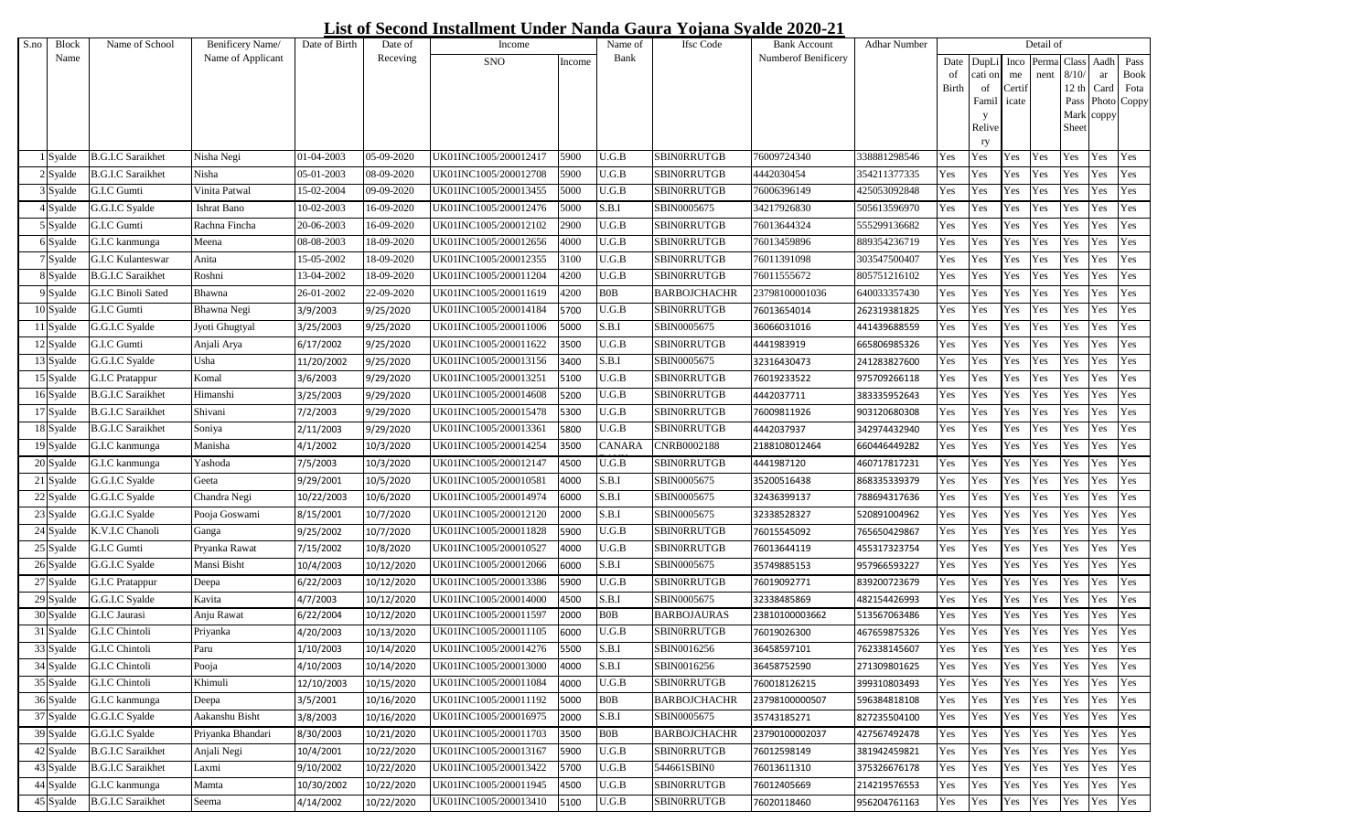# List of Second Installment Under Nanda Gaura Yojana Syalde 2020-21

| S.no | Block Name | Name of School | Benificery Name/ Name of Applicant | Date of Birth | Date of Receving | Income SNO | Income | Name of Bank | Ifsc Code | Bank Account Numberof Benificery | Adhar Number | Detail of Date of Birth | DupLication of Family Relivery | Income Certificate | Permanent | Class 8/10/ 12 th Pass Mark Sheet | Aadhar Card Photo coppy | Pass Book Fota Coppy |
|---|---|---|---|---|---|---|---|---|---|---|---|---|---|---|---|---|---|---|
| 1 | Syalde | B.G.I.C Saraikhet | Nisha Negi | 01-04-2003 | 05-09-2020 | UK01INC1005/200012417 | 5900 | U.G.B | SBIN0RRUTGB | 76009724340 | 338881298546 | Yes | Yes | Yes | Yes | Yes | Yes | Yes |
| 2 | Syalde | B.G.I.C Saraikhet | Nisha | 05-01-2003 | 08-09-2020 | UK01INC1005/200012708 | 5900 | U.G.B | SBIN0RRUTGB | 4442030454 | 354211377335 | Yes | Yes | Yes | Yes | Yes | Yes | Yes |
| 3 | Syalde | G.I.C Gumti | Vinita Patwal | 15-02-2004 | 09-09-2020 | UK01INC1005/200013455 | 5000 | U.G.B | SBIN0RRUTGB | 76006396149 | 425053092848 | Yes | Yes | Yes | Yes | Yes | Yes | Yes |
| 4 | Syalde | G.G.I.C Syalde | Ishrat Bano | 10-02-2003 | 16-09-2020 | UK01INC1005/200012476 | 5000 | S.B.I | SBIN0005675 | 34217926830 | 505613596970 | Yes | Yes | Yes | Yes | Yes | Yes | Yes |
| 5 | Syalde | G.I.C Gumti | Rachna Fincha | 20-06-2003 | 16-09-2020 | UK01INC1005/200012102 | 2900 | U.G.B | SBIN0RRUTGB | 76013644324 | 555299136682 | Yes | Yes | Yes | Yes | Yes | Yes | Yes |
| 6 | Syalde | G.I.C kanmunga | Meena | 08-08-2003 | 18-09-2020 | UK01INC1005/200012656 | 4000 | U.G.B | SBIN0RRUTGB | 76013459896 | 889354236719 | Yes | Yes | Yes | Yes | Yes | Yes | Yes |
| 7 | Syalde | G.I.C Kulanteswar | Anita | 15-05-2002 | 18-09-2020 | UK01INC1005/200012355 | 3100 | U.G.B | SBIN0RRUTGB | 76011391098 | 303547500407 | Yes | Yes | Yes | Yes | Yes | Yes | Yes |
| 8 | Syalde | B.G.I.C Saraikhet | Roshni | 13-04-2002 | 18-09-2020 | UK01INC1005/200011204 | 4200 | U.G.B | SBIN0RRUTGB | 76011555672 | 805751216102 | Yes | Yes | Yes | Yes | Yes | Yes | Yes |
| 9 | Syalde | G.I.C Binoli Sated | Bhawna | 26-01-2002 | 22-09-2020 | UK01INC1005/200011619 | 4200 | B0B | BARBOJCHACHR | 23798100001036 | 640033357430 | Yes | Yes | Yes | Yes | Yes | Yes | Yes |
| 10 | Syalde | G.I.C Gumti | Bhawna Negi | 3/9/2003 | 9/25/2020 | UK01INC1005/200014184 | 5700 | U.G.B | SBIN0RRUTGB | 76013654014 | 262319381825 | Yes | Yes | Yes | Yes | Yes | Yes | Yes |
| 11 | Syalde | G.G.I.C Syalde | Jyoti Ghugtyal | 3/25/2003 | 9/25/2020 | UK01INC1005/200011006 | 5000 | S.B.I | SBIN0005675 | 36066031016 | 441439688559 | Yes | Yes | Yes | Yes | Yes | Yes | Yes |
| 12 | Syalde | G.I.C Gumti | Anjali Arya | 6/17/2002 | 9/25/2020 | UK01INC1005/200011622 | 3500 | U.G.B | SBIN0RRUTGB | 4441983919 | 665806985326 | Yes | Yes | Yes | Yes | Yes | Yes | Yes |
| 13 | Syalde | G.G.I.C Syalde | Usha | 11/20/2002 | 9/25/2020 | UK01INC1005/200013156 | 3400 | S.B.I | SBIN0005675 | 32316430473 | 241283827600 | Yes | Yes | Yes | Yes | Yes | Yes | Yes |
| 15 | Syalde | G.I.C Pratappur | Komal | 3/6/2003 | 9/29/2020 | UK01INC1005/200013251 | 5100 | U.G.B | SBIN0RRUTGB | 76019233522 | 975709266118 | Yes | Yes | Yes | Yes | Yes | Yes | Yes |
| 16 | Syalde | B.G.I.C Saraikhet | Himanshi | 3/25/2003 | 9/29/2020 | UK01INC1005/200014608 | 5200 | U.G.B | SBIN0RRUTGB | 4442037711 | 383335952643 | Yes | Yes | Yes | Yes | Yes | Yes | Yes |
| 17 | Syalde | B.G.I.C Saraikhet | Shivani | 7/2/2003 | 9/29/2020 | UK01INC1005/200015478 | 5300 | U.G.B | SBIN0RRUTGB | 76009811926 | 903120680308 | Yes | Yes | Yes | Yes | Yes | Yes | Yes |
| 18 | Syalde | B.G.I.C Saraikhet | Soniya | 2/11/2003 | 9/29/2020 | UK01INC1005/200013361 | 5800 | U.G.B | SBIN0RRUTGB | 4442037937 | 342974432940 | Yes | Yes | Yes | Yes | Yes | Yes | Yes |
| 19 | Syalde | G.I.C kanmunga | Manisha | 4/1/2002 | 10/3/2020 | UK01INC1005/200014254 | 3500 | CANARA | CNRB0002188 | 2188108012464 | 660446449282 | Yes | Yes | Yes | Yes | Yes | Yes | Yes |
| 20 | Syalde | G.I.C kanmunga | Yashoda | 7/5/2003 | 10/3/2020 | UK01INC1005/200012147 | 4500 | U.G.B | SBIN0RRUTGB | 4441987120 | 460717817231 | Yes | Yes | Yes | Yes | Yes | Yes | Yes |
| 21 | Syalde | G.G.I.C Syalde | Geeta | 9/29/2001 | 10/5/2020 | UK01INC1005/200010581 | 4000 | S.B.I | SBIN0005675 | 35200516438 | 868335339379 | Yes | Yes | Yes | Yes | Yes | Yes | Yes |
| 22 | Syalde | G.G.I.C Syalde | Chandra Negi | 10/22/2003 | 10/6/2020 | UK01INC1005/200014974 | 6000 | S.B.I | SBIN0005675 | 32436399137 | 788694317636 | Yes | Yes | Yes | Yes | Yes | Yes | Yes |
| 23 | Syalde | G.G.I.C Syalde | Pooja Goswami | 8/15/2001 | 10/7/2020 | UK01INC1005/200012120 | 2000 | S.B.I | SBIN0005675 | 32338528327 | 520891004962 | Yes | Yes | Yes | Yes | Yes | Yes | Yes |
| 24 | Syalde | K.V.I.C Chanoli | Ganga | 9/25/2002 | 10/7/2020 | UK01INC1005/200011828 | 5900 | U.G.B | SBIN0RRUTGB | 76015545092 | 765650429867 | Yes | Yes | Yes | Yes | Yes | Yes | Yes |
| 25 | Syalde | G.I.C Gumti | Pryanka Rawat | 7/15/2002 | 10/8/2020 | UK01INC1005/200010527 | 4000 | U.G.B | SBIN0RRUTGB | 76013644119 | 455317323754 | Yes | Yes | Yes | Yes | Yes | Yes | Yes |
| 26 | Syalde | G.G.I.C Syalde | Mansi Bisht | 10/4/2003 | 10/12/2020 | UK01INC1005/200012066 | 6000 | S.B.I | SBIN0005675 | 35749885153 | 957966593227 | Yes | Yes | Yes | Yes | Yes | Yes | Yes |
| 27 | Syalde | G.I.C Pratappur | Deepa | 6/22/2003 | 10/12/2020 | UK01INC1005/200013386 | 5900 | U.G.B | SBIN0RRUTGB | 76019092771 | 839200723679 | Yes | Yes | Yes | Yes | Yes | Yes | Yes |
| 29 | Syalde | G.G.I.C Syalde | Kavita | 4/7/2003 | 10/12/2020 | UK01INC1005/200014000 | 4500 | S.B.I | SBIN0005675 | 32338485869 | 482154426993 | Yes | Yes | Yes | Yes | Yes | Yes | Yes |
| 30 | Syalde | G.I.C Jaurasi | Anju Rawat | 6/22/2004 | 10/12/2020 | UK01INC1005/200011597 | 2000 | B0B | BARBOJAURAS | 23810100003662 | 513567063486 | Yes | Yes | Yes | Yes | Yes | Yes | Yes |
| 31 | Syalde | G.I.C Chintoli | Priyanka | 4/20/2003 | 10/13/2020 | UK01INC1005/200011105 | 6000 | U.G.B | SBIN0RRUTGB | 76019026300 | 467659875326 | Yes | Yes | Yes | Yes | Yes | Yes | Yes |
| 33 | Syalde | G.I.C Chintoli | Paru | 1/10/2003 | 10/14/2020 | UK01INC1005/200014276 | 5500 | S.B.I | SBIN0016256 | 36458597101 | 762338145607 | Yes | Yes | Yes | Yes | Yes | Yes | Yes |
| 34 | Syalde | G.I.C Chintoli | Pooja | 4/10/2003 | 10/14/2020 | UK01INC1005/200013000 | 4000 | S.B.I | SBIN0016256 | 36458752590 | 271309801625 | Yes | Yes | Yes | Yes | Yes | Yes | Yes |
| 35 | Syalde | G.I.C Chintoli | Khimuli | 12/10/2003 | 10/15/2020 | UK01INC1005/200011084 | 4000 | U.G.B | SBIN0RRUTGB | 760018126215 | 399310803493 | Yes | Yes | Yes | Yes | Yes | Yes | Yes |
| 36 | Syalde | G.I.C kanmunga | Deepa | 3/5/2001 | 10/16/2020 | UK01INC1005/200011192 | 5000 | B0B | BARBOJCHACHR | 23798100000507 | 596384818108 | Yes | Yes | Yes | Yes | Yes | Yes | Yes |
| 37 | Syalde | G.G.I.C Syalde | Aakanshu Bisht | 3/8/2003 | 10/16/2020 | UK01INC1005/200016975 | 2000 | S.B.I | SBIN0005675 | 35743185271 | 827235504100 | Yes | Yes | Yes | Yes | Yes | Yes | Yes |
| 39 | Syalde | G.G.I.C Syalde | Priyanka Bhandari | 8/30/2003 | 10/21/2020 | UK01INC1005/200011703 | 3500 | B0B | BARBOJCHACHR | 23790100002037 | 427567492478 | Yes | Yes | Yes | Yes | Yes | Yes | Yes |
| 42 | Syalde | B.G.I.C Saraikhet | Anjali Negi | 10/4/2001 | 10/22/2020 | UK01INC1005/200013167 | 5900 | U.G.B | SBIN0RRUTGB | 76012598149 | 381942459821 | Yes | Yes | Yes | Yes | Yes | Yes | Yes |
| 43 | Syalde | B.G.I.C Saraikhet | Laxmi | 9/10/2002 | 10/22/2020 | UK01INC1005/200013422 | 5700 | U.G.B | 544661SBIN0 | 76013611310 | 375326676178 | Yes | Yes | Yes | Yes | Yes | Yes | Yes |
| 44 | Syalde | G.I.C kanmunga | Mamta | 10/30/2002 | 10/22/2020 | UK01INC1005/200011945 | 4500 | U.G.B | SBIN0RRUTGB | 76012405669 | 214219576553 | Yes | Yes | Yes | Yes | Yes | Yes | Yes |
| 45 | Syalde | B.G.I.C Saraikhet | Seema | 4/14/2002 | 10/22/2020 | UK01INC1005/200013410 | 5100 | U.G.B | SBIN0RRUTGB | 76020118460 | 956204761163 | Yes | Yes | Yes | Yes | Yes | Yes | Yes |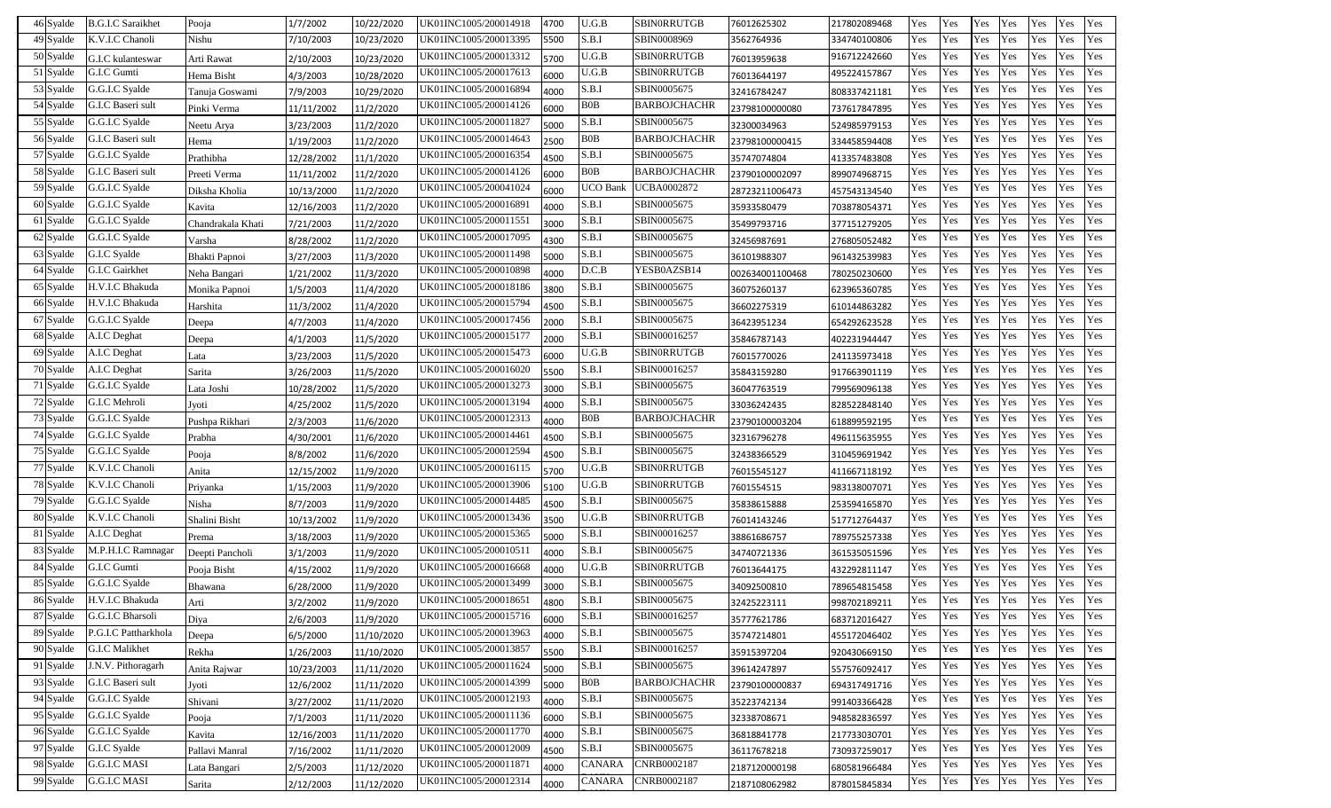| | | | | | | | | | | | | | | | | | | |
|---|---|---|---|---|---|---|---|---|---|---|---|---|---|---|---|---|---|---|
| 46 | Syalde | B.G.I.C Saraikhet | Pooja | 1/7/2002 | 10/22/2020 | UK01INC1005/200014918 | 4700 | U.G.B | SBIN0RRUTGB | 76012625302 | 217802089468 | Yes | Yes | Yes | Yes | Yes | Yes | Yes |
| 49 | Syalde | K.V.I.C Chanoli | Nishu | 7/10/2003 | 10/23/2020 | UK01INC1005/200013395 | 5500 | S.B.I | SBIN0008969 | 3562764936 | 334740100806 | Yes | Yes | Yes | Yes | Yes | Yes | Yes |
| 50 | Syalde | G.I.C kulanteswar | Arti Rawat | 2/10/2003 | 10/23/2020 | UK01INC1005/200013312 | 5700 | U.G.B | SBIN0RRUTGB | 76013959638 | 916712242660 | Yes | Yes | Yes | Yes | Yes | Yes | Yes |
| 51 | Syalde | G.I.C Gumti | Hema Bisht | 4/3/2003 | 10/28/2020 | UK01INC1005/200017613 | 6000 | U.G.B | SBIN0RRUTGB | 76013644197 | 495224157867 | Yes | Yes | Yes | Yes | Yes | Yes | Yes |
| 53 | Syalde | G.G.I.C Syalde | Tanuja Goswami | 7/9/2003 | 10/29/2020 | UK01INC1005/200016894 | 4000 | S.B.I | SBIN0005675 | 32416784247 | 808337421181 | Yes | Yes | Yes | Yes | Yes | Yes | Yes |
| 54 | Syalde | G.I.C Baseri sult | Pinki Verma | 11/11/2002 | 11/2/2020 | UK01INC1005/200014126 | 6000 | B0B | BARBOJCHACHR | 23798100000080 | 737617847895 | Yes | Yes | Yes | Yes | Yes | Yes | Yes |
| 55 | Syalde | G.G.I.C Syalde | Neetu Arya | 3/23/2003 | 11/2/2020 | UK01INC1005/200011827 | 5000 | S.B.I | SBIN0005675 | 32300034963 | 524985979153 | Yes | Yes | Yes | Yes | Yes | Yes | Yes |
| 56 | Syalde | G.I.C Baseri sult | Hema | 1/19/2003 | 11/2/2020 | UK01INC1005/200014643 | 2500 | B0B | BARBOJCHACHR | 23798100000415 | 334458594408 | Yes | Yes | Yes | Yes | Yes | Yes | Yes |
| 57 | Syalde | G.G.I.C Syalde | Prathibha | 12/28/2002 | 11/1/2020 | UK01INC1005/200016354 | 4500 | S.B.I | SBIN0005675 | 35747074804 | 413357483808 | Yes | Yes | Yes | Yes | Yes | Yes | Yes |
| 58 | Syalde | G.I.C Baseri sult | Preeti Verma | 11/11/2002 | 11/2/2020 | UK01INC1005/200014126 | 6000 | B0B | BARBOJCHACHR | 23790100002097 | 899074968715 | Yes | Yes | Yes | Yes | Yes | Yes | Yes |
| 59 | Syalde | G.G.I.C Syalde | Diksha Kholia | 10/13/2000 | 11/2/2020 | UK01INC1005/200041024 | 6000 | UCO Bank | UCBA0002872 | 28723211006473 | 457543134540 | Yes | Yes | Yes | Yes | Yes | Yes | Yes |
| 60 | Syalde | G.G.I.C Syalde | Kavita | 12/16/2003 | 11/2/2020 | UK01INC1005/200016891 | 4000 | S.B.I | SBIN0005675 | 35933580479 | 703878054371 | Yes | Yes | Yes | Yes | Yes | Yes | Yes |
| 61 | Syalde | G.G.I.C Syalde | Chandrakala Khati | 7/21/2003 | 11/2/2020 | UK01INC1005/200011551 | 3000 | S.B.I | SBIN0005675 | 35499793716 | 377151279205 | Yes | Yes | Yes | Yes | Yes | Yes | Yes |
| 62 | Syalde | G.G.I.C Syalde | Varsha | 8/28/2002 | 11/2/2020 | UK01INC1005/200017095 | 4300 | S.B.I | SBIN0005675 | 32456987691 | 276805052482 | Yes | Yes | Yes | Yes | Yes | Yes | Yes |
| 63 | Syalde | G.I.C Syalde | Bhakti Papnoi | 3/27/2003 | 11/3/2020 | UK01INC1005/200011498 | 5000 | S.B.I | SBIN0005675 | 36101988307 | 961432539983 | Yes | Yes | Yes | Yes | Yes | Yes | Yes |
| 64 | Syalde | G.I.C Gairkhet | Neha Bangari | 1/21/2002 | 11/3/2020 | UK01INC1005/200010898 | 4000 | D.C.B | YESB0AZSB14 | 002634001100468 | 780250230600 | Yes | Yes | Yes | Yes | Yes | Yes | Yes |
| 65 | Syalde | H.V.I.C Bhakuda | Monika Papnoi | 1/5/2003 | 11/4/2020 | UK01INC1005/200018186 | 3800 | S.B.I | SBIN0005675 | 36075260137 | 623965360785 | Yes | Yes | Yes | Yes | Yes | Yes | Yes |
| 66 | Syalde | H.V.I.C Bhakuda | Harshita | 11/3/2002 | 11/4/2020 | UK01INC1005/200015794 | 4500 | S.B.I | SBIN0005675 | 36602275319 | 610144863282 | Yes | Yes | Yes | Yes | Yes | Yes | Yes |
| 67 | Syalde | G.G.I.C Syalde | Deepa | 4/7/2003 | 11/4/2020 | UK01INC1005/200017456 | 2000 | S.B.I | SBIN0005675 | 36423951234 | 654292623528 | Yes | Yes | Yes | Yes | Yes | Yes | Yes |
| 68 | Syalde | A.I.C Deghat | Deepa | 4/1/2003 | 11/5/2020 | UK01INC1005/200015177 | 2000 | S.B.I | SBIN00016257 | 35846787143 | 402231944447 | Yes | Yes | Yes | Yes | Yes | Yes | Yes |
| 69 | Syalde | A.I.C Deghat | Lata | 3/23/2003 | 11/5/2020 | UK01INC1005/200015473 | 6000 | U.G.B | SBIN0RRUTGB | 76015770026 | 241135973418 | Yes | Yes | Yes | Yes | Yes | Yes | Yes |
| 70 | Syalde | A.I.C Deghat | Sarita | 3/26/2003 | 11/5/2020 | UK01INC1005/200016020 | 5500 | S.B.I | SBIN00016257 | 35843159280 | 917663901119 | Yes | Yes | Yes | Yes | Yes | Yes | Yes |
| 71 | Syalde | G.G.I.C Syalde | Lata Joshi | 10/28/2002 | 11/5/2020 | UK01INC1005/200013273 | 3000 | S.B.I | SBIN0005675 | 36047763519 | 799569096138 | Yes | Yes | Yes | Yes | Yes | Yes | Yes |
| 72 | Syalde | G.I.C Mehroli | Jyoti | 4/25/2002 | 11/5/2020 | UK01INC1005/200013194 | 4000 | S.B.I | SBIN0005675 | 33036242435 | 828522848140 | Yes | Yes | Yes | Yes | Yes | Yes | Yes |
| 73 | Syalde | G.G.I.C Syalde | Pushpa Rikhari | 2/3/2003 | 11/6/2020 | UK01INC1005/200012313 | 4000 | B0B | BARBOJCHACHR | 23790100003204 | 618899592195 | Yes | Yes | Yes | Yes | Yes | Yes | Yes |
| 74 | Syalde | G.G.I.C Syalde | Prabha | 4/30/2001 | 11/6/2020 | UK01INC1005/200014461 | 4500 | S.B.I | SBIN0005675 | 32316796278 | 496115635955 | Yes | Yes | Yes | Yes | Yes | Yes | Yes |
| 75 | Syalde | G.G.I.C Syalde | Pooja | 8/8/2002 | 11/6/2020 | UK01INC1005/200012594 | 4500 | S.B.I | SBIN0005675 | 32438366529 | 310459691942 | Yes | Yes | Yes | Yes | Yes | Yes | Yes |
| 77 | Syalde | K.V.I.C Chanoli | Anita | 12/15/2002 | 11/9/2020 | UK01INC1005/200016115 | 5700 | U.G.B | SBIN0RRUTGB | 76015545127 | 411667118192 | Yes | Yes | Yes | Yes | Yes | Yes | Yes |
| 78 | Syalde | K.V.I.C Chanoli | Priyanka | 1/15/2003 | 11/9/2020 | UK01INC1005/200013906 | 5100 | U.G.B | SBIN0RRUTGB | 7601554515 | 983138007071 | Yes | Yes | Yes | Yes | Yes | Yes | Yes |
| 79 | Syalde | G.G.I.C Syalde | Nisha | 8/7/2003 | 11/9/2020 | UK01INC1005/200014485 | 4500 | S.B.I | SBIN0005675 | 35838615888 | 253594165870 | Yes | Yes | Yes | Yes | Yes | Yes | Yes |
| 80 | Syalde | K.V.I.C Chanoli | Shalini Bisht | 10/13/2002 | 11/9/2020 | UK01INC1005/200013436 | 3500 | U.G.B | SBIN0RRUTGB | 76014143246 | 517712764437 | Yes | Yes | Yes | Yes | Yes | Yes | Yes |
| 81 | Syalde | A.I.C Deghat | Prema | 3/18/2003 | 11/9/2020 | UK01INC1005/200015365 | 5000 | S.B.I | SBIN00016257 | 38861686757 | 789755257338 | Yes | Yes | Yes | Yes | Yes | Yes | Yes |
| 83 | Syalde | M.P.H.I.C Ramnagar | Deepti Pancholi | 3/1/2003 | 11/9/2020 | UK01INC1005/200010511 | 4000 | S.B.I | SBIN0005675 | 34740721336 | 361535051596 | Yes | Yes | Yes | Yes | Yes | Yes | Yes |
| 84 | Syalde | G.I.C Gumti | Pooja Bisht | 4/15/2002 | 11/9/2020 | UK01INC1005/200016668 | 4000 | U.G.B | SBIN0RRUTGB | 76013644175 | 432292811147 | Yes | Yes | Yes | Yes | Yes | Yes | Yes |
| 85 | Syalde | G.G.I.C Syalde | Bhawana | 6/28/2000 | 11/9/2020 | UK01INC1005/200013499 | 3000 | S.B.I | SBIN0005675 | 34092500810 | 789654815458 | Yes | Yes | Yes | Yes | Yes | Yes | Yes |
| 86 | Syalde | H.V.I.C Bhakuda | Arti | 3/2/2002 | 11/9/2020 | UK01INC1005/200018651 | 4800 | S.B.I | SBIN0005675 | 32425223111 | 998702189211 | Yes | Yes | Yes | Yes | Yes | Yes | Yes |
| 87 | Syalde | G.G.I.C Bharsoli | Diya | 2/6/2003 | 11/9/2020 | UK01INC1005/200015716 | 6000 | S.B.I | SBIN00016257 | 35777621786 | 683712016427 | Yes | Yes | Yes | Yes | Yes | Yes | Yes |
| 89 | Syalde | P.G.I.C Pattharkhola | Deepa | 6/5/2000 | 11/10/2020 | UK01INC1005/200013963 | 4000 | S.B.I | SBIN0005675 | 35747214801 | 455172046402 | Yes | Yes | Yes | Yes | Yes | Yes | Yes |
| 90 | Syalde | G.I.C Malikhet | Rekha | 1/26/2003 | 11/10/2020 | UK01INC1005/200013857 | 5500 | S.B.I | SBIN00016257 | 35915397204 | 920430669150 | Yes | Yes | Yes | Yes | Yes | Yes | Yes |
| 91 | Syalde | J.N.V. Pithoragarh | Anita Rajwar | 10/23/2003 | 11/11/2020 | UK01INC1005/200011624 | 5000 | S.B.I | SBIN0005675 | 39614247897 | 557576092417 | Yes | Yes | Yes | Yes | Yes | Yes | Yes |
| 93 | Syalde | G.I.C Baseri sult | Jyoti | 12/6/2002 | 11/11/2020 | UK01INC1005/200014399 | 5000 | B0B | BARBOJCHACHR | 23790100000837 | 694317491716 | Yes | Yes | Yes | Yes | Yes | Yes | Yes |
| 94 | Syalde | G.G.I.C Syalde | Shivani | 3/27/2002 | 11/11/2020 | UK01INC1005/200012193 | 4000 | S.B.I | SBIN0005675 | 35223742134 | 991403366428 | Yes | Yes | Yes | Yes | Yes | Yes | Yes |
| 95 | Syalde | G.G.I.C Syalde | Pooja | 7/1/2003 | 11/11/2020 | UK01INC1005/200011136 | 6000 | S.B.I | SBIN0005675 | 32338708671 | 948582836597 | Yes | Yes | Yes | Yes | Yes | Yes | Yes |
| 96 | Syalde | G.G.I.C Syalde | Kavita | 12/16/2003 | 11/11/2020 | UK01INC1005/200011770 | 4000 | S.B.I | SBIN0005675 | 36818841778 | 217733030701 | Yes | Yes | Yes | Yes | Yes | Yes | Yes |
| 97 | Syalde | G.I.C Syalde | Pallavi Manral | 7/16/2002 | 11/11/2020 | UK01INC1005/200012009 | 4500 | S.B.I | SBIN0005675 | 36117678218 | 730937259017 | Yes | Yes | Yes | Yes | Yes | Yes | Yes |
| 98 | Syalde | G.G.I.C MASI | Lata Bangari | 2/5/2003 | 11/12/2020 | UK01INC1005/200011871 | 4000 | CANARA | CNRB0002187 | 2187120000198 | 680581966484 | Yes | Yes | Yes | Yes | Yes | Yes | Yes |
| 99 | Syalde | G.G.I.C MASI | Sarita | 2/12/2003 | 11/12/2020 | UK01INC1005/200012314 | 4000 | CANARA | CNRB0002187 | 2187108062982 | 878015845834 | Yes | Yes | Yes | Yes | Yes | Yes | Yes |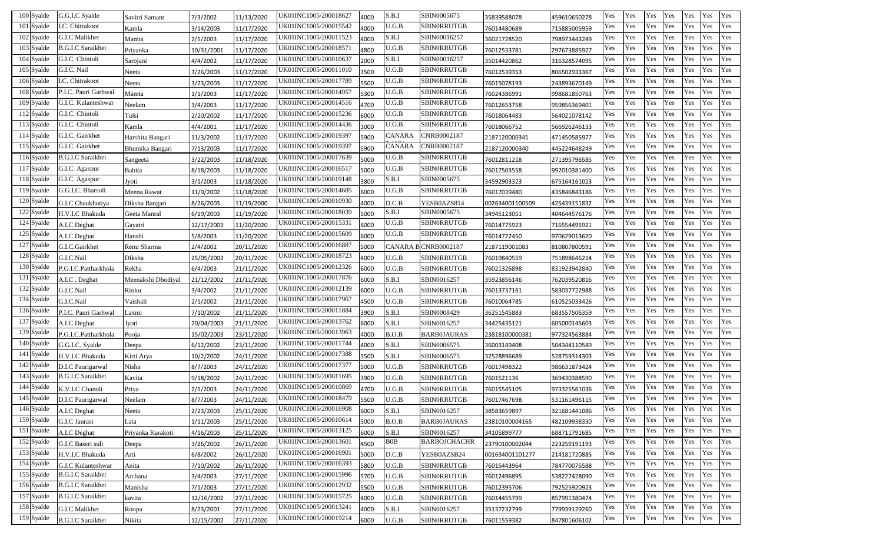| | | | | | | | | | | | | | | | | | | |
|---|---|---|---|---|---|---|---|---|---|---|---|---|---|---|---|---|---|---|
| 100 | Syalde | G.G.I.C Syalde | Savitri Samant | 7/3/2002 | 11/13/2020 | UK01INC1005/200018627 | 4000 | S.B.I | SBIN0005675 | 35839588078 | 459610650278 | Yes | Yes | Yes | Yes | Yes | Yes | Yes |
| 101 | Syalde | I.C. Chitrakoot | Kamla | 3/14/2003 | 11/17/2020 | UK01INC1005/200015542 | 4000 | U.G.B | SBIN0RRUTGB | 76014480689 | 715885005959 | Yes | Yes | Yes | Yes | Yes | Yes | Yes |
| 102 | Syalde | G.I.C Malikhet | Mamta | 2/5/2003 | 11/17/2020 | UK01INC1005/200011523 | 4000 | S.B.I | SBIN00016257 | 36021728520 | 798973443249 | Yes | Yes | Yes | Yes | Yes | Yes | Yes |
| 103 | Syalde | B.G.I.C Saraikhet | Priyanka | 10/31/2001 | 11/17/2020 | UK01INC1005/200018571 | 4800 | U.G.B | SBIN0RRUTGB | 76012533781 | 297673885927 | Yes | Yes | Yes | Yes | Yes | Yes | Yes |
| 104 | Syalde | G.I.C. Chintoli | Sarojani | 4/4/2002 | 11/17/2020 | UK01INC1005/200010637 | 2000 | S.B.I | SBIN00016257 | 35014420862 | 316328574095 | Yes | Yes | Yes | Yes | Yes | Yes | Yes |
| 105 | Syalde | G.I.C. Nail | Neetu | 3/26/2003 | 11/17/2020 | UK01INC1005/200011010 | 3500 | U.G.B | SBIN0RRUTGB | 76012539353 | 806502933367 | Yes | Yes | Yes | Yes | Yes | Yes | Yes |
| 106 | Syalde | I.C. Chitrakoot | Neetu | 3/23/2003 | 11/17/2020 | UK01INC1005/200017789 | 5500 | U.G.B | SBIN0RRUTGB | 76015078193 | 243893670149 | Yes | Yes | Yes | Yes | Yes | Yes | Yes |
| 108 | Syalde | P.I.C. Pauri Garhwal | Mamta | 1/1/2003 | 11/17/2020 | UK01INC1005/200014957 | 5300 | U.G.B | SBIN0RRUTGB | 76024386991 | 998681850763 | Yes | Yes | Yes | Yes | Yes | Yes | Yes |
| 109 | Syalde | G.I.C. Kulanteshwar | Neelam | 3/4/2003 | 11/17/2020 | UK01INC1005/200014516 | 4700 | U.G.B | SBIN0RRUTGB | 76012653758 | 959856369401 | Yes | Yes | Yes | Yes | Yes | Yes | Yes |
| 112 | Syalde | G.I.C. Chintoli | Tulsi | 2/20/2002 | 11/17/2020 | UK01INC1005/200015236 | 6000 | U.G.B | SBIN0RRUTGB | 76018064483 | 564021078142 | Yes | Yes | Yes | Yes | Yes | Yes | Yes |
| 113 | Syalde | G.I.C. Chintoli | Kamla | 4/4/2001 | 11/17/2020 | UK01INC1005/200014436 | 3000 | U.G.B | SBIN0RRUTGB | 76018066752 | 566926246133 | Yes | Yes | Yes | Yes | Yes | Yes | Yes |
| 114 | Syalde | G.I.C. Gairkhet | Harshita Bangari | 11/3/2002 | 11/17/2020 | UK01INC1005/200019397 | 5900 | CANARA | CNRB0002187 | 2187120000341 | 471450585977 | Yes | Yes | Yes | Yes | Yes | Yes | Yes |
| 115 | Syalde | G.I.C. Gairkhet | Bhumika Bangari | 7/13/2003 | 11/17/2020 | UK01INC1005/200019397 | 5900 | CANARA | CNRB0002187 | 2187120000340 | 445224648249 | Yes | Yes | Yes | Yes | Yes | Yes | Yes |
| 116 | Syalde | B.G.I.C Saraikhet | Sangeeta | 3/22/2003 | 11/18/2020 | UK01INC1005/200017639 | 5000 | U.G.B | SBIN0RRUTGB | 76012811218 | 271395796585 | Yes | Yes | Yes | Yes | Yes | Yes | Yes |
| 117 | Syalde | G.I.C. Agaspur | Babita | 8/18/2003 | 11/18/2020 | UK01INC1005/200016517 | 5000 | U.G.B | SBIN0RRUTGB | 76017503558 | 992010381400 | Yes | Yes | Yes | Yes | Yes | Yes | Yes |
| 118 | Syalde | G.I.C. Agaspur | Jyoti | 3/1/2003 | 11/18/2020 | UK01INC1005/200019148 | 3800 | S.B.I | SBIN0005675 | 34592903323 | 675164161023 | Yes | Yes | Yes | Yes | Yes | Yes | Yes |
| 119 | Syalde | G.G.I.C. Bharsoli | Meena Rawat | 11/9/2002 | 11/18/2020 | UK01INC1005/200014685 | 6000 | U.G.B | SBIN0RRUTGB | 76017039480 | 435846843186 | Yes | Yes | Yes | Yes | Yes | Yes | Yes |
| 120 | Syalde | G.I.C Chaukhutiya | Diksha Bangari | 8/26/2003 | 11/19/2000 | UK01INC1005/200010930 | 4000 | D.C.B | YESB0AZS814 | 002634001100509 | 425439151832 | Yes | Yes | Yes | Yes | Yes | Yes | Yes |
| 122 | Syalde | H.V.I.C Bhakuda | Geeta Manral | 6/19/2003 | 11/19/2020 | UK01INC1005/200018039 | 5000 | S.B.I | SBIN0005675 | 34945123051 | 404644576176 | Yes | Yes | Yes | Yes | Yes | Yes | Yes |
| 124 | Syalde | A.I.C Deghat | Gayatri | 12/17/2003 | 11/20/2020 | UK01INC1005/200015331 | 6000 | U.G.B | SBIN0RRUTGB | 76014775923 | 716554495921 | Yes | Yes | Yes | Yes | Yes | Yes | Yes |
| 125 | Syalde | A.I.C Deghat | Hanshi | 5/8/2003 | 11/20/2020 | UK01INC1005/200015609 | 6000 | U.G.B | SBIN0RRUTGB | 76014722450 | 970629013620 | Yes | Yes | Yes | Yes | Yes | Yes | Yes |
| 127 | Syalde | G.I.C.Gairkhet | Renu Sharma | 2/4/2002 | 20/11/2020 | UK01INC1005/200016887 | 5000 | CANARA B | CNRB0002187 | 2187119001083 | 810807800591 | Yes | Yes | Yes | Yes | Yes | Yes | Yes |
| 128 | Syalde | G.I.C.Nail | Diksha | 25/05/2003 | 20/11/2020 | UK01INC1005/200018723 | 4000 | U.G.B | SBIN0RRUTGB | 76019840559 | 751898646214 | Yes | Yes | Yes | Yes | Yes | Yes | Yes |
| 130 | Syalde | P.G.I.C.Pattharkhola | Rekha | 6/4/2003 | 21/11/2020 | UK01INC1005/200012326 | 6000 | U.G.B | SBIN0RRUTGB | 76021326898 | 831923942840 | Yes | Yes | Yes | Yes | Yes | Yes | Yes |
| 131 | Syalde | A.I.C . Deghat | Meenakshi Dhodiyal | 21/12/2002 | 21/11/2020 | UK01INC1005/200017876 | 6000 | S.B.I | SBIN0016257 | 35923856146 | 762039520816 | Yes | Yes | Yes | Yes | Yes | Yes | Yes |
| 132 | Syalde | G.I.C.Nail | Rinku | 3/4/2002 | 21/11/2020 | UK01INC1005/200012139 | 6000 | U.G.B | SBIN0RRUTGB | 76013737161 | 583037722988 | Yes | Yes | Yes | Yes | Yes | Yes | Yes |
| 134 | Syalde | G.I.C.Nail | Vaishali | 2/1/2002 | 21/11/2020 | UK01INC1005/200017967 | 4500 | U.G.B | SBIN0RRUTGB | 76010064785 | 610525033426 | Yes | Yes | Yes | Yes | Yes | Yes | Yes |
| 136 | Syalde | P.I.C. Pauri Garhwal | Laxmi | 7/10/2002 | 21/11/2020 | UK01INC1005/200011884 | 3900 | S.B.I | SBIN0008429 | 36251545883 | 683557506359 | Yes | Yes | Yes | Yes | Yes | Yes | Yes |
| 137 | Syalde | A.I.C.Deghat | Jyoti | 20/04/2003 | 21/11/2020 | UK01INC1005/200013762 | 6000 | S.B.I | SBIN0016257 | 34425435121 | 605000145603 | Yes | Yes | Yes | Yes | Yes | Yes | Yes |
| 139 | Syalde | P.G.I.C.Pattharkhola | Pooja | 15/02/2003 | 23/11/2020 | UK01INC1005/200013963 | 4000 | B.O.B | BARB0JAURAS | 23818100000381 | 977324563884 | Yes | Yes | Yes | Yes | Yes | Yes | Yes |
| 140 | Syalde | G.G.I.C. Syalde | Deepa | 6/12/2002 | 23/11/2020 | UK01INC1005/200011744 | 4000 | S.B.I | SBIN0006575 | 36003149408 | 504344110549 | Yes | Yes | Yes | Yes | Yes | Yes | Yes |
| 141 | Syalde | H.V.I.C Bhakuda | Kirti Arya | 10/2/2002 | 24/11/2020 | UK01INC1005/200017388 | 3500 | S.B.I | SBIN0006575 | 32528896689 | 528759314303 | Yes | Yes | Yes | Yes | Yes | Yes | Yes |
| 142 | Syalde | D.I.C Paurigarwal | Nisha | 8/7/2003 | 24/11/2020 | UK01INC1005/200017377 | 5000 | U.G.B | SBIN0RRUTGB | 76017498322 | 986631873424 | Yes | Yes | Yes | Yes | Yes | Yes | Yes |
| 143 | Syalde | B.G.I.C Saraikhet | Kavita | 9/18/2002 | 24/11/2020 | UK01INC1005/200011695 | 3900 | U.G.B | SBIN0RRUTGB | 7601521136 | 369430388590 | Yes | Yes | Yes | Yes | Yes | Yes | Yes |
| 144 | Syalde | K.V.I.C Chanoli | Priya | 2/1/2003 | 24/11/2020 | UK01INC1005/200010869 | 4700 | U.G.B | SBIN0RRUTGB | 76015545105 | 973325561036 | Yes | Yes | Yes | Yes | Yes | Yes | Yes |
| 145 | Syalde | D.I.C Paurigarwal | Neelam | 8/7/2003 | 24/11/2020 | UK01INC1005/200018479 | 5500 | U.G.B | SBIN0RRUTGB | 76017467698 | 531161496115 | Yes | Yes | Yes | Yes | Yes | Yes | Yes |
| 146 | Syalde | A.I.C Deghat | Neetu | 2/23/2003 | 25/11/2020 | UK01INC1005/200016908 | 6000 | S.B.I | SBIN0016257 | 38583659897 | 321681441086 | Yes | Yes | Yes | Yes | Yes | Yes | Yes |
| 150 | Syalde | G.I.C Jaurasi | Lata | 1/11/2003 | 25/11/2020 | UK01INC1005/200010614 | 5000 | B.O.B | BARB0JAURAS | 23810100004165 | 482109938330 | Yes | Yes | Yes | Yes | Yes | Yes | Yes |
| 151 | Syalde | A.I.C Deghat | Priyanka Karakoti | 4/16/2003 | 25/11/2020 | UK01INC1005/200013125 | 6000 | S.B.I | SBIN0016257 | 34105899777 | 688711791685 | Yes | Yes | Yes | Yes | Yes | Yes | Yes |
| 152 | Syalde | G.I.C Baseri sult | Deepa | 3/26/2002 | 26/11/2020 | UK01INC1005/200013601 | 4500 | B0B | BARBOJCHACHR | 23790100002044 | 223259191193 | Yes | Yes | Yes | Yes | Yes | Yes | Yes |
| 153 | Syalde | H.V.I.C Bhakuda | Arti | 6/8/2002 | 26/11/2020 | UK01INC1005/200016901 | 5000 | D.C.B | YESB0AZSB24 | 001634001101277 | 214181720885 | Yes | Yes | Yes | Yes | Yes | Yes | Yes |
| 154 | Syalde | G.I.C Kulanteshwar | Anita | 7/10/2002 | 26/11/2020 | UK01INC1005/200016393 | 5800 | U.G.B | SBIN0RRUTGB | 76015443964 | 784770075588 | Yes | Yes | Yes | Yes | Yes | Yes | Yes |
| 155 | Syalde | B.G.I.C Saraikhet | Archana | 3/4/2003 | 27/11/2020 | UK01INC1005/200015996 | 5700 | U.G.B | SBIN0RRUTGB | 76012496895 | 538227428090 | Yes | Yes | Yes | Yes | Yes | Yes | Yes |
| 156 | Syalde | B.G.I.C Saraikhet | Manisha | 7/1/2003 | 27/11/2020 | UK01INC1005/200012932 | 5500 | U.G.B | SBIN0RRUTGB | 76012395706 | 792525920923 | Yes | Yes | Yes | Yes | Yes | Yes | Yes |
| 157 | Syalde | B.G.I.C Saraikhet | kavita | 12/16/2002 | 27/11/2020 | UK01INC1005/200015725 | 4000 | U.G.B | SBIN0RRUTGB | 76014455799 | 857991380474 | Yes | Yes | Yes | Yes | Yes | Yes | Yes |
| 158 | Syalde | G.I.C Malikhet | Roopa | 8/23/2001 | 27/11/2020 | UK01INC1005/200013241 | 4000 | S.B.I | SBIN0016257 | 35137232799 | 779939129260 | Yes | Yes | Yes | Yes | Yes | Yes | Yes |
| 159 | Syalde | B.G.I.C Saraikhet | Nikita | 12/15/2002 | 27/11/2020 | UK01INC1005/200019214 | 6000 | U.G.B | SBIN0RRUTGB | 76011559382 | 847801606102 | Yes | Yes | Yes | Yes | Yes | Yes | Yes |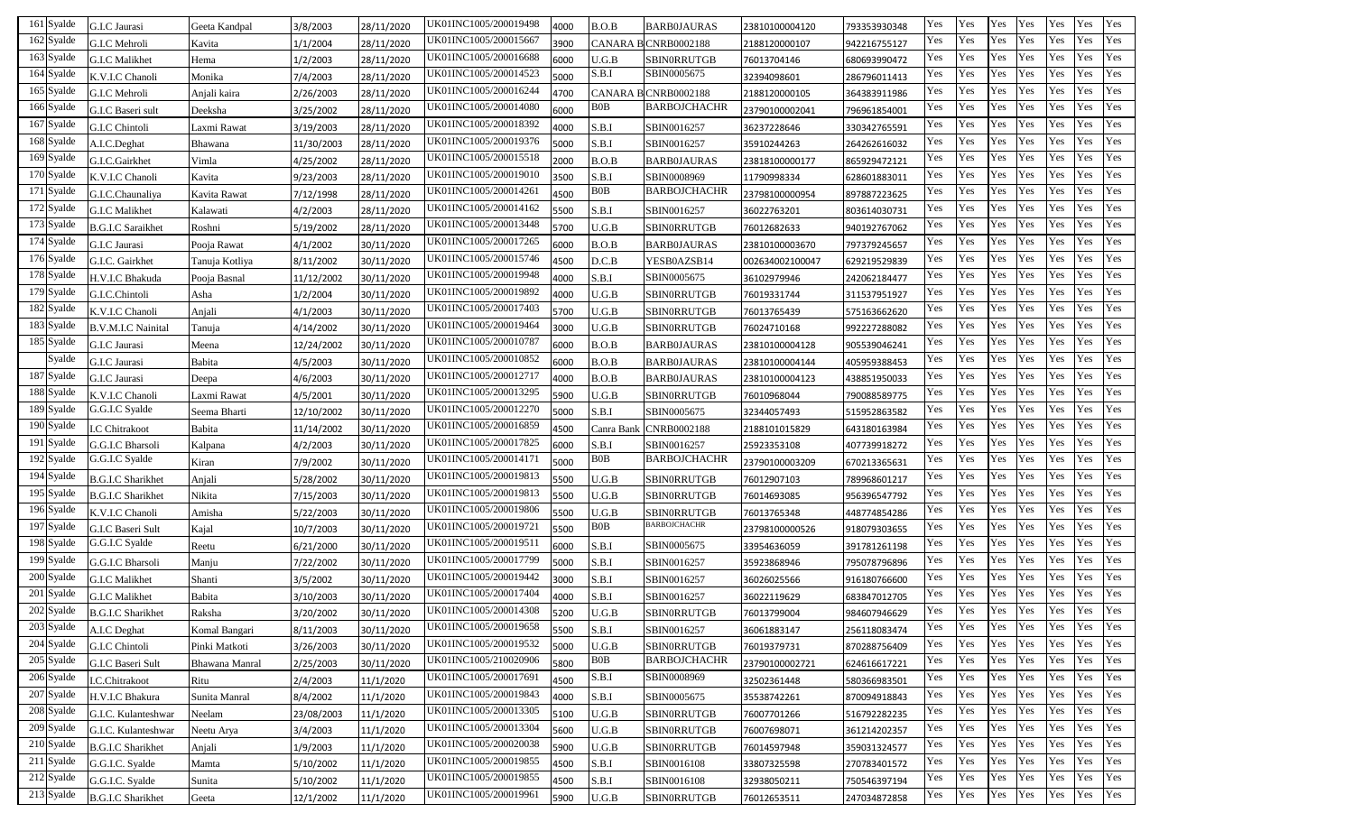| | | | | | | | | | | | | | | | | | |
|---|---|---|---|---|---|---|---|---|---|---|---|---|---|---|---|---|---|
| 161 | Syalde | G.I.C Jaurasi | Geeta Kandpal | 3/8/2003 | 28/11/2020 | UK01INC1005/200019498 | 4000 | B.O.B | BARB0JAURAS | 23810100004120 | 793353930348 | Yes | Yes | Yes | Yes | Yes | Yes | Yes |
| 162 | Syalde | G.I.C Mehroli | Kavita | 1/1/2004 | 28/11/2020 | UK01INC1005/200015667 | 3900 | CANARA B | CNRB0002188 | 2188120000107 | 942216755127 | Yes | Yes | Yes | Yes | Yes | Yes | Yes |
| 163 | Syalde | G.I.C Malikhet | Hema | 1/2/2003 | 28/11/2020 | UK01INC1005/200016688 | 6000 | U.G.B | SBIN0RRUTGB | 76013704146 | 680693990472 | Yes | Yes | Yes | Yes | Yes | Yes | Yes |
| 164 | Syalde | K.V.I.C Chanoli | Monika | 7/4/2003 | 28/11/2020 | UK01INC1005/200014523 | 5000 | S.B.I | SBIN0005675 | 32394098601 | 286796011413 | Yes | Yes | Yes | Yes | Yes | Yes | Yes |
| 165 | Syalde | G.I.C Mehroli | Anjali kaira | 2/26/2003 | 28/11/2020 | UK01INC1005/200016244 | 4700 | CANARA B | CNRB0002188 | 2188120000105 | 364383911986 | Yes | Yes | Yes | Yes | Yes | Yes | Yes |
| 166 | Syalde | G.I.C Baseri sult | Deeksha | 3/25/2002 | 28/11/2020 | UK01INC1005/200014080 | 6000 | B0B | BARBOJCHACHR | 23790100002041 | 796961854001 | Yes | Yes | Yes | Yes | Yes | Yes | Yes |
| 167 | Syalde | G.I.C Chintoli | Laxmi Rawat | 3/19/2003 | 28/11/2020 | UK01INC1005/200018392 | 4000 | S.B.I | SBIN0016257 | 36237228646 | 330342765591 | Yes | Yes | Yes | Yes | Yes | Yes | Yes |
| 168 | Syalde | A.I.C.Deghat | Bhawana | 11/30/2003 | 28/11/2020 | UK01INC1005/200019376 | 5000 | S.B.I | SBIN0016257 | 35910244263 | 264262616032 | Yes | Yes | Yes | Yes | Yes | Yes | Yes |
| 169 | Syalde | G.I.C.Gairkhet | Vimla | 4/25/2002 | 28/11/2020 | UK01INC1005/200015518 | 2000 | B.O.B | BARB0JAURAS | 23818100000177 | 865929472121 | Yes | Yes | Yes | Yes | Yes | Yes | Yes |
| 170 | Syalde | K.V.I.C Chanoli | Kavita | 9/23/2003 | 28/11/2020 | UK01INC1005/200019010 | 3500 | S.B.I | SBIN0008969 | 11790998334 | 628601883011 | Yes | Yes | Yes | Yes | Yes | Yes | Yes |
| 171 | Syalde | G.I.C.Chaunaliya | Kavita Rawat | 7/12/1998 | 28/11/2020 | UK01INC1005/200014261 | 4500 | B0B | BARBOJCHACHR | 23798100000954 | 897887223625 | Yes | Yes | Yes | Yes | Yes | Yes | Yes |
| 172 | Syalde | G.I.C Malikhet | Kalawati | 4/2/2003 | 28/11/2020 | UK01INC1005/200014162 | 5500 | S.B.I | SBIN0016257 | 36022763201 | 803614030731 | Yes | Yes | Yes | Yes | Yes | Yes | Yes |
| 173 | Syalde | B.G.I.C Saraikhet | Roshni | 5/19/2002 | 28/11/2020 | UK01INC1005/200013448 | 5700 | U.G.B | SBIN0RRUTGB | 76012682633 | 940192767062 | Yes | Yes | Yes | Yes | Yes | Yes | Yes |
| 174 | Syalde | G.I.C Jaurasi | Pooja Rawat | 4/1/2002 | 30/11/2020 | UK01INC1005/200017265 | 6000 | B.O.B | BARB0JAURAS | 23810100003670 | 797379245657 | Yes | Yes | Yes | Yes | Yes | Yes | Yes |
| 176 | Syalde | G.I.C. Gairkhet | Tanuja Kotliya | 8/11/2002 | 30/11/2020 | UK01INC1005/200015746 | 4500 | D.C.B | YESB0AZSB14 | 002634002100047 | 629219529839 | Yes | Yes | Yes | Yes | Yes | Yes | Yes |
| 178 | Syalde | H.V.I.C Bhakuda | Pooja Basnal | 11/12/2002 | 30/11/2020 | UK01INC1005/200019948 | 4000 | S.B.I | SBIN0005675 | 36102979946 | 242062184477 | Yes | Yes | Yes | Yes | Yes | Yes | Yes |
| 179 | Syalde | G.I.C.Chintoli | Asha | 1/2/2004 | 30/11/2020 | UK01INC1005/200019892 | 4000 | U.G.B | SBIN0RRUTGB | 76019331744 | 311537951927 | Yes | Yes | Yes | Yes | Yes | Yes | Yes |
| 182 | Syalde | K.V.I.C Chanoli | Anjali | 4/1/2003 | 30/11/2020 | UK01INC1005/200017403 | 5700 | U.G.B | SBIN0RRUTGB | 76013765439 | 575163662620 | Yes | Yes | Yes | Yes | Yes | Yes | Yes |
| 183 | Syalde | B.V.M.I.C Nainital | Tanuja | 4/14/2002 | 30/11/2020 | UK01INC1005/200019464 | 3000 | U.G.B | SBIN0RRUTGB | 76024710168 | 992227288082 | Yes | Yes | Yes | Yes | Yes | Yes | Yes |
| 185 | Syalde | G.I.C Jaurasi | Meena | 12/24/2002 | 30/11/2020 | UK01INC1005/200010787 | 6000 | B.O.B | BARB0JAURAS | 23810100004128 | 905539046241 | Yes | Yes | Yes | Yes | Yes | Yes | Yes |
| | Syalde | G.I.C Jaurasi | Babita | 4/5/2003 | 30/11/2020 | UK01INC1005/200010852 | 6000 | B.O.B | BARB0JAURAS | 23810100004144 | 405959388453 | Yes | Yes | Yes | Yes | Yes | Yes | Yes |
| 187 | Syalde | G.I.C Jaurasi | Deepa | 4/6/2003 | 30/11/2020 | UK01INC1005/200012717 | 4000 | B.O.B | BARB0JAURAS | 23810100004123 | 438851950033 | Yes | Yes | Yes | Yes | Yes | Yes | Yes |
| 188 | Syalde | K.V.I.C Chanoli | Laxmi Rawat | 4/5/2001 | 30/11/2020 | UK01INC1005/200013295 | 5900 | U.G.B | SBIN0RRUTGB | 76010968044 | 790088589775 | Yes | Yes | Yes | Yes | Yes | Yes | Yes |
| 189 | Syalde | G.G.I.C Syalde | Seema Bharti | 12/10/2002 | 30/11/2020 | UK01INC1005/200012270 | 5000 | S.B.I | SBIN0005675 | 32344057493 | 515952863582 | Yes | Yes | Yes | Yes | Yes | Yes | Yes |
| 190 | Syalde | I.C Chitrakoot | Babita | 11/14/2002 | 30/11/2020 | UK01INC1005/200016859 | 4500 | Canra Bank | CNRB0002188 | 2188101015829 | 643180163984 | Yes | Yes | Yes | Yes | Yes | Yes | Yes |
| 191 | Syalde | G.G.I.C Bharsoli | Kalpana | 4/2/2003 | 30/11/2020 | UK01INC1005/200017825 | 6000 | S.B.I | SBIN0016257 | 25923353108 | 407739918272 | Yes | Yes | Yes | Yes | Yes | Yes | Yes |
| 192 | Syalde | G.G.I.C Syalde | Kiran | 7/9/2002 | 30/11/2020 | UK01INC1005/200014171 | 5000 | B0B | BARBOJCHACHR | 23790100003209 | 670213365631 | Yes | Yes | Yes | Yes | Yes | Yes | Yes |
| 194 | Syalde | B.G.I.C Sharikhet | Anjali | 5/28/2002 | 30/11/2020 | UK01INC1005/200019813 | 5500 | U.G.B | SBIN0RRUTGB | 76012907103 | 789968601217 | Yes | Yes | Yes | Yes | Yes | Yes | Yes |
| 195 | Syalde | B.G.I.C Sharikhet | Nikita | 7/15/2003 | 30/11/2020 | UK01INC1005/200019813 | 5500 | U.G.B | SBIN0RRUTGB | 76014693085 | 956396547792 | Yes | Yes | Yes | Yes | Yes | Yes | Yes |
| 196 | Syalde | K.V.I.C Chanoli | Amisha | 5/22/2003 | 30/11/2020 | UK01INC1005/200019806 | 5500 | U.G.B | SBIN0RRUTGB | 76013765348 | 448774854286 | Yes | Yes | Yes | Yes | Yes | Yes | Yes |
| 197 | Syalde | G.I.C Baseri Sult | Kajal | 10/7/2003 | 30/11/2020 | UK01INC1005/200019721 | 5500 | B0B | BARBOJCHACHR | 23798100000526 | 918079303655 | Yes | Yes | Yes | Yes | Yes | Yes | Yes |
| 198 | Syalde | G.G.I.C Syalde | Reetu | 6/21/2000 | 30/11/2020 | UK01INC1005/200019511 | 6000 | S.B.I | SBIN0005675 | 33954636059 | 391781261198 | Yes | Yes | Yes | Yes | Yes | Yes | Yes |
| 199 | Syalde | G.G.I.C Bharsoli | Manju | 7/22/2002 | 30/11/2020 | UK01INC1005/200017799 | 5000 | S.B.I | SBIN0016257 | 35923868946 | 795078796896 | Yes | Yes | Yes | Yes | Yes | Yes | Yes |
| 200 | Syalde | G.I.C Malikhet | Shanti | 3/5/2002 | 30/11/2020 | UK01INC1005/200019442 | 3000 | S.B.I | SBIN0016257 | 36026025566 | 916180766600 | Yes | Yes | Yes | Yes | Yes | Yes | Yes |
| 201 | Syalde | G.I.C Malikhet | Babita | 3/10/2003 | 30/11/2020 | UK01INC1005/200017404 | 4000 | S.B.I | SBIN0016257 | 36022119629 | 683847012705 | Yes | Yes | Yes | Yes | Yes | Yes | Yes |
| 202 | Syalde | B.G.I.C Sharikhet | Raksha | 3/20/2002 | 30/11/2020 | UK01INC1005/200014308 | 5200 | U.G.B | SBIN0RRUTGB | 76013799004 | 984607946629 | Yes | Yes | Yes | Yes | Yes | Yes | Yes |
| 203 | Syalde | A.I.C Deghat | Komal Bangari | 8/11/2003 | 30/11/2020 | UK01INC1005/200019658 | 5500 | S.B.I | SBIN0016257 | 36061883147 | 256118083474 | Yes | Yes | Yes | Yes | Yes | Yes | Yes |
| 204 | Syalde | G.I.C Chintoli | Pinki Matkoti | 3/26/2003 | 30/11/2020 | UK01INC1005/200019532 | 5000 | U.G.B | SBIN0RRUTGB | 76019379731 | 870288756409 | Yes | Yes | Yes | Yes | Yes | Yes | Yes |
| 205 | Syalde | G.I.C Baseri Sult | Bhawana Manral | 2/25/2003 | 30/11/2020 | UK01INC1005/210020906 | 5800 | B0B | BARBOJCHACHR | 23790100002721 | 624616617221 | Yes | Yes | Yes | Yes | Yes | Yes | Yes |
| 206 | Syalde | I.C.Chitrakoot | Ritu | 2/4/2003 | 11/1/2020 | UK01INC1005/200017691 | 4500 | S.B.I | SBIN0008969 | 32502361448 | 580366983501 | Yes | Yes | Yes | Yes | Yes | Yes | Yes |
| 207 | Syalde | H.V.I.C Bhakura | Sunita Manral | 8/4/2002 | 11/1/2020 | UK01INC1005/200019843 | 4000 | S.B.I | SBIN0005675 | 35538742261 | 870094918843 | Yes | Yes | Yes | Yes | Yes | Yes | Yes |
| 208 | Syalde | G.I.C. Kulanteshwar | Neelam | 23/08/2003 | 11/1/2020 | UK01INC1005/200013305 | 5100 | U.G.B | SBIN0RRUTGB | 76007701266 | 516792282235 | Yes | Yes | Yes | Yes | Yes | Yes | Yes |
| 209 | Syalde | G.I.C. Kulanteshwar | Neetu Arya | 3/4/2003 | 11/1/2020 | UK01INC1005/200013304 | 5600 | U.G.B | SBIN0RRUTGB | 76007698071 | 361214202357 | Yes | Yes | Yes | Yes | Yes | Yes | Yes |
| 210 | Syalde | B.G.I.C Sharikhet | Anjali | 1/9/2003 | 11/1/2020 | UK01INC1005/200020038 | 5900 | U.G.B | SBIN0RRUTGB | 76014597948 | 359031324577 | Yes | Yes | Yes | Yes | Yes | Yes | Yes |
| 211 | Syalde | G.G.I.C. Syalde | Mamta | 5/10/2002 | 11/1/2020 | UK01INC1005/200019855 | 4500 | S.B.I | SBIN0016108 | 33807325598 | 270783401572 | Yes | Yes | Yes | Yes | Yes | Yes | Yes |
| 212 | Syalde | G.G.I.C. Syalde | Sunita | 5/10/2002 | 11/1/2020 | UK01INC1005/200019855 | 4500 | S.B.I | SBIN0016108 | 32938050211 | 750546397194 | Yes | Yes | Yes | Yes | Yes | Yes | Yes |
| 213 | Syalde | B.G.I.C Sharikhet | Geeta | 12/1/2002 | 11/1/2020 | UK01INC1005/200019961 | 5900 | U.G.B | SBIN0RRUTGB | 76012653511 | 247034872858 | Yes | Yes | Yes | Yes | Yes | Yes | Yes |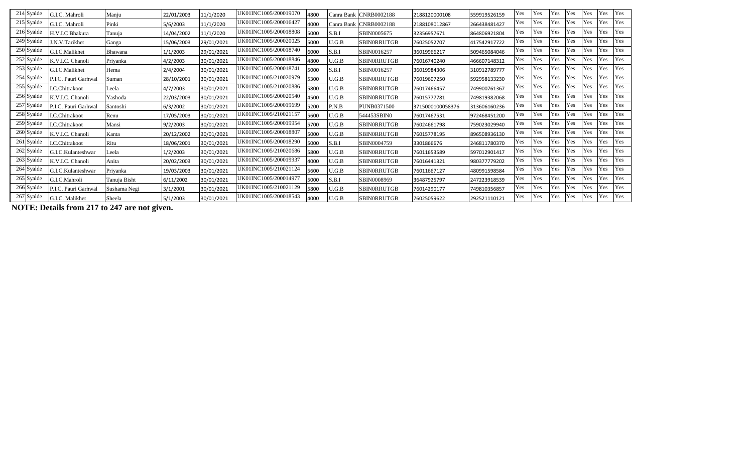| | | | | | | | | | | | | | | | | | | |
|---|---|---|---|---|---|---|---|---|---|---|---|---|---|---|---|---|---|---|
| 214 | Syalde | G.I.C. Mahroli | Manju | 22/01/2003 | 11/1/2020 | UK01INC1005/200019070 | 4800 | Canra Bank | CNRB0002188 | 2188120000108 | 559919526159 | Yes | Yes | Yes | Yes | Yes | Yes | Yes |
| 215 | Syalde | G.I.C. Mahroli | Pinki | 5/6/2003 | 11/1/2020 | UK01INC1005/200016427 | 4000 | Canra Bank | CNRB0002188 | 2188108012867 | 266438481427 | Yes | Yes | Yes | Yes | Yes | Yes | Yes |
| 216 | Syalde | H.V.I.C Bhakura | Tanuja | 14/04/2002 | 11/1/2020 | UK01INC1005/200018808 | 5000 | S.B.I | SBIN0005675 | 32356957671 | 864806921804 | Yes | Yes | Yes | Yes | Yes | Yes | Yes |
| 249 | Syalde | J.N.V.Tarikhet | Ganga | 15/06/2003 | 29/01/2021 | UK01INC1005/200020025 | 5000 | U.G.B | SBIN0RRUTGB | 76025052707 | 417542917722 | Yes | Yes | Yes | Yes | Yes | Yes | Yes |
| 250 | Syalde | G.I.C.Malikhet | Bhawana | 1/1/2003 | 29/01/2021 | UK01INC1005/200018740 | 6000 | S.B.I | SBIN0016257 | 36019966217 | 509465084046 | Yes | Yes | Yes | Yes | Yes | Yes | Yes |
| 252 | Syalde | K.V.I.C. Chanoli | Priyanka | 4/2/2003 | 30/01/2021 | UK01INC1005/200018846 | 4800 | U.G.B | SBIN0RRUTGB | 76016740240 | 466607148312 | Yes | Yes | Yes | Yes | Yes | Yes | Yes |
| 253 | Syalde | G.I.C.Malikhet | Hema | 2/4/2004 | 30/01/2021 | UK01INC1005/200018741 | 5000 | S.B.I | SBIN0016257 | 36019984306 | 310912789777 | Yes | Yes | Yes | Yes | Yes | Yes | Yes |
| 254 | Syalde | P.I.C. Pauri Garhwal | Suman | 28/10/2001 | 30/01/2021 | UK01INC1005/210020979 | 5300 | U.G.B | SBIN0RRUTGB | 76019607250 | 592958133230 | Yes | Yes | Yes | Yes | Yes | Yes | Yes |
| 255 | Syalde | I.C.Chitrakoot | Leela | 4/7/2003 | 30/01/2021 | UK01INC1005/210020886 | 5800 | U.G.B | SBIN0RRUTGB | 76017466457 | 749900761367 | Yes | Yes | Yes | Yes | Yes | Yes | Yes |
| 256 | Syalde | K.V.I.C. Chanoli | Yashoda | 22/03/2003 | 30/01/2021 | UK01INC1005/200020540 | 4500 | U.G.B | SBIN0RRUTGB | 76015777781 | 749819382068 | Yes | Yes | Yes | Yes | Yes | Yes | Yes |
| 257 | Syalde | P.I.C. Pauri Garhwal | Santoshi | 6/3/2002 | 30/01/2021 | UK01INC1005/200019699 | 5200 | P.N.B | PUNB0371500 | 3715000100058376 | 313606160236 | Yes | Yes | Yes | Yes | Yes | Yes | Yes |
| 258 | Syalde | I.C.Chitrakoot | Renu | 17/05/2003 | 30/01/2021 | UK01INC1005/210021157 | 5600 | U.G.B | 544453SBIN0 | 76017467531 | 972468451200 | Yes | Yes | Yes | Yes | Yes | Yes | Yes |
| 259 | Syalde | I.C.Chitrakoot | Mansi | 9/2/2003 | 30/01/2021 | UK01INC1005/200019954 | 5700 | U.G.B | SBIN0RRUTGB | 76024661798 | 759023029940 | Yes | Yes | Yes | Yes | Yes | Yes | Yes |
| 260 | Syalde | K.V.I.C. Chanoli | Kanta | 20/12/2002 | 30/01/2021 | UK01INC1005/200018807 | 5000 | U.G.B | SBIN0RRUTGB | 76015778195 | 896508936130 | Yes | Yes | Yes | Yes | Yes | Yes | Yes |
| 261 | Syalde | I.C.Chitrakoot | Ritu | 18/06/2001 | 30/01/2021 | UK01INC1005/200018290 | 5000 | S.B.I | SBIN0004759 | 3301866676 | 246811780370 | Yes | Yes | Yes | Yes | Yes | Yes | Yes |
| 262 | Syalde | G.I.C.Kulanteshwar | Leela | 1/2/2003 | 30/01/2021 | UK01INC1005/210020686 | 5800 | U.G.B | SBIN0RRUTGB | 76011653589 | 597012901417 | Yes | Yes | Yes | Yes | Yes | Yes | Yes |
| 263 | Syalde | K.V.I.C. Chanoli | Anita | 20/02/2003 | 30/01/2021 | UK01INC1005/200019937 | 4000 | U.G.B | SBIN0RRUTGB | 76016441321 | 980377779202 | Yes | Yes | Yes | Yes | Yes | Yes | Yes |
| 264 | Syalde | G.I.C.Kulanteshwar | Priyanka | 19/03/2003 | 30/01/2021 | UK01INC1005/210021124 | 5600 | U.G.B | SBIN0RRUTGB | 76011667127 | 480991598584 | Yes | Yes | Yes | Yes | Yes | Yes | Yes |
| 265 | Syalde | G.I.C.Mahroli | Tanuja Bisht | 6/11/2002 | 30/01/2021 | UK01INC1005/200014977 | 5000 | S.B.I | SBIN0008969 | 36487925797 | 247223918539 | Yes | Yes | Yes | Yes | Yes | Yes | Yes |
| 266 | Syalde | P.I.C. Pauri Garhwal | Sushama Negi | 3/1/2001 | 30/01/2021 | UK01INC1005/210021129 | 5800 | U.G.B | SBIN0RRUTGB | 76014290177 | 749810356857 | Yes | Yes | Yes | Yes | Yes | Yes | Yes |
| 267 | Syalde | G.I.C. Malikhet | Sheela | 5/1/2003 | 30/01/2021 | UK01INC1005/200018543 | 4000 | U.G.B | SBIN0RRUTGB | 76025059622 | 292521110121 | Yes | Yes | Yes | Yes | Yes | Yes | Yes |

**NOTE: Details from 217 to 247 are not given.**